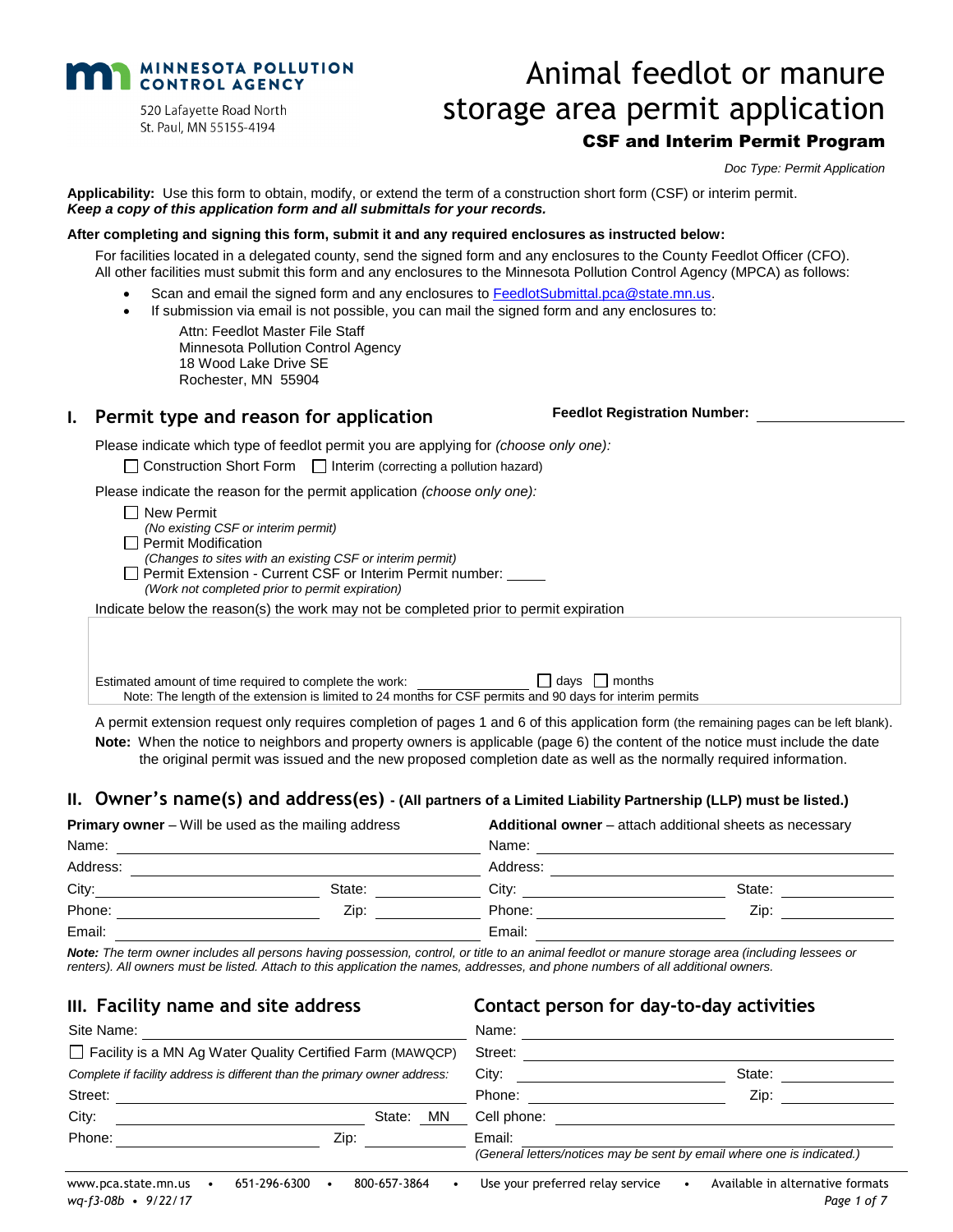Minnesota Pollution Control Agency
520 Lafayette Road North
St. Paul, MN 55155-4194

# Animal feedlot or manure storage area permit application

## CSF and Interim Permit Program

*Doc Type: Permit Application*

**Applicability:** Use this form to obtain, modify, or extend the term of a construction short form (CSF) or interim permit.
***Keep a copy of this application form and all submittals for your records.***

**After completing and signing this form, submit it and any required enclosures as instructed below:**

For facilities located in a delegated county, send the signed form and any enclosures to the County Feedlot Officer (CFO). All other facilities must submit this form and any enclosures to the Minnesota Pollution Control Agency (MPCA) as follows:

- Scan and email the signed form and any enclosures to FeedlotSubmittal.pca@state.mn.us.
- If submission via email is not possible, you can mail the signed form and any enclosures to:

  Attn: Feedlot Master File Staff
  Minnesota Pollution Control Agency
  18 Wood Lake Drive SE
  Rochester, MN 55904

## I. Permit type and reason for application

**Feedlot Registration Number:** ______________

Please indicate which type of feedlot permit you are applying for *(choose only one)*:

☐ Construction Short Form ☐ Interim (correcting a pollution hazard)

Please indicate the reason for the permit application *(choose only one)*:

☐ New Permit
*(No existing CSF or interim permit)*
☐ Permit Modification
*(Changes to sites with an existing CSF or interim permit)*
☐ Permit Extension - Current CSF or Interim Permit number: _____
*(Work not completed prior to permit expiration)*

Indicate below the reason(s) the work may not be completed prior to permit expiration

Estimated amount of time required to complete the work: ______________ ☐ days ☐ months
Note: The length of the extension is limited to 24 months for CSF permits and 90 days for interim permits

A permit extension request only requires completion of pages 1 and 6 of this application form (the remaining pages can be left blank).

**Note:** When the notice to neighbors and property owners is applicable (page 6) the content of the notice must include the date the original permit was issued and the new proposed completion date as well as the normally required information.

## II. Owner's name(s) and address(es) - (All partners of a Limited Liability Partnership (LLP) must be listed.)

**Primary owner** – Will be used as the mailing address

Name: ______________
Address: ______________
City: ______________ State: ______________
Phone: ______________ Zip: ______________
Email: ______________

**Additional owner** – attach additional sheets as necessary

Name: ______________
Address: ______________
City: ______________ State: ______________
Phone: ______________ Zip: ______________
Email: ______________

***Note:*** *The term owner includes all persons having possession, control, or title to an animal feedlot or manure storage area (including lessees or renters). All owners must be listed. Attach to this application the names, addresses, and phone numbers of all additional owners.*

## III. Facility name and site address

Site Name: ______________
☐ Facility is a MN Ag Water Quality Certified Farm (MAWQCP)

*Complete if facility address is different than the primary owner address:*

Street: ______________
City: ______________ State: MN
Phone: ______________ Zip: ______________

## Contact person for day-to-day activities

Name: ______________
Street: ______________
City: ______________ State: ______________
Phone: ______________ Zip: ______________
Cell phone: ______________
Email: ______________
*(General letters/notices may be sent by email where one is indicated.)*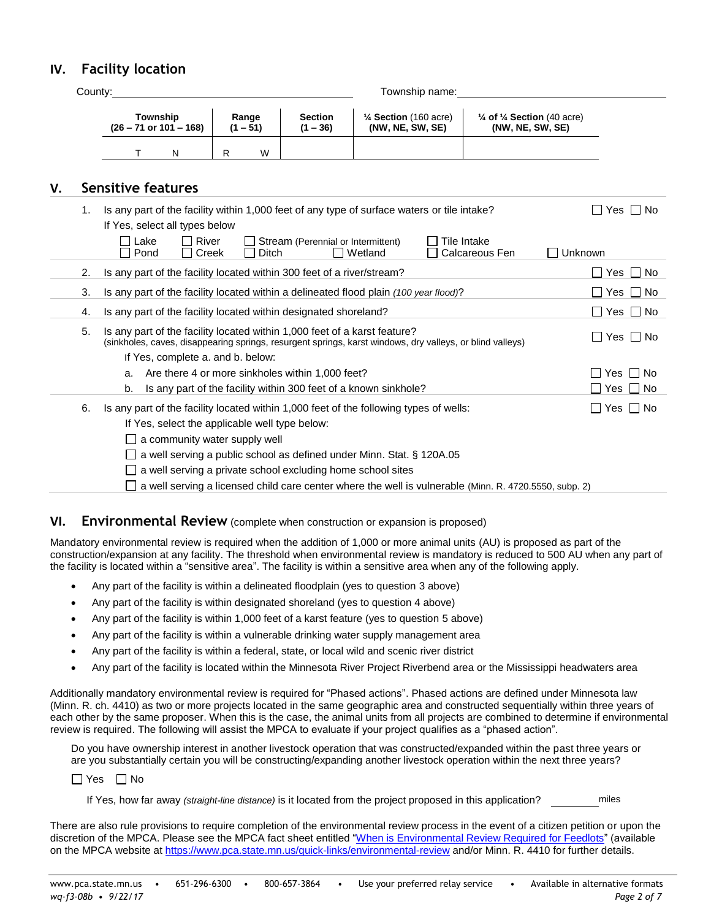## IV. Facility location

County: ______________________________ Township name: ______________________________

| Township (26 – 71 or 101 – 168) | Range (1 – 51) | Section (1 – 36) | ¼ Section (160 acre) (NW, NE, SW, SE) | ¼ of ¼ Section (40 acre) (NW, NE, SW, SE) |
|---|---|---|---|---|
| T N | R W | | | |

## V. Sensitive features

1. Is any part of the facility within 1,000 feet of any type of surface waters or tile intake? ☐ Yes ☐ No

   If Yes, select all types below

   ☐ Lake ☐ River ☐ Stream (Perennial or Intermittent) ☐ Tile Intake
   ☐ Pond ☐ Creek ☐ Ditch ☐ Wetland ☐ Calcareous Fen ☐ Unknown

2. Is any part of the facility located within 300 feet of a river/stream? ☐ Yes ☐ No

3. Is any part of the facility located within a delineated flood plain *(100 year flood)*? ☐ Yes ☐ No

4. Is any part of the facility located within designated shoreland? ☐ Yes ☐ No

5. Is any part of the facility located within 1,000 feet of a karst feature? ☐ Yes ☐ No
   (sinkholes, caves, disappearing springs, resurgent springs, karst windows, dry valleys, or blind valleys)

   If Yes, complete a. and b. below:

   a. Are there 4 or more sinkholes within 1,000 feet? ☐ Yes ☐ No
   b. Is any part of the facility within 300 feet of a known sinkhole? ☐ Yes ☐ No

6. Is any part of the facility located within 1,000 feet of the following types of wells: ☐ Yes ☐ No

   If Yes, select the applicable well type below:

   ☐ a community water supply well
   ☐ a well serving a public school as defined under Minn. Stat. § 120A.05
   ☐ a well serving a private school excluding home school sites
   ☐ a well serving a licensed child care center where the well is vulnerable (Minn. R. 4720.5550, subp. 2)

## VI. Environmental Review (complete when construction or expansion is proposed)

Mandatory environmental review is required when the addition of 1,000 or more animal units (AU) is proposed as part of the construction/expansion at any facility. The threshold when environmental review is mandatory is reduced to 500 AU when any part of the facility is located within a "sensitive area". The facility is within a sensitive area when any of the following apply.

- Any part of the facility is within a delineated floodplain (yes to question 3 above)
- Any part of the facility is within designated shoreland (yes to question 4 above)
- Any part of the facility is within 1,000 feet of a karst feature (yes to question 5 above)
- Any part of the facility is within a vulnerable drinking water supply management area
- Any part of the facility is within a federal, state, or local wild and scenic river district
- Any part of the facility is located within the Minnesota River Project Riverbend area or the Mississippi headwaters area

Additionally mandatory environmental review is required for "Phased actions". Phased actions are defined under Minnesota law (Minn. R. ch. 4410) as two or more projects located in the same geographic area and constructed sequentially within three years of each other by the same proposer. When this is the case, the animal units from all projects are combined to determine if environmental review is required. The following will assist the MPCA to evaluate if your project qualifies as a "phased action".

Do you have ownership interest in another livestock operation that was constructed/expanded within the past three years or are you substantially certain you will be constructing/expanding another livestock operation within the next three years?

☐ Yes ☐ No

If Yes, how far away *(straight-line distance)* is it located from the project proposed in this application? ________ miles

There are also rule provisions to require completion of the environmental review process in the event of a citizen petition or upon the discretion of the MPCA. Please see the MPCA fact sheet entitled "When is Environmental Review Required for Feedlots" (available on the MPCA website at https://www.pca.state.mn.us/quick-links/environmental-review and/or Minn. R. 4410 for further details.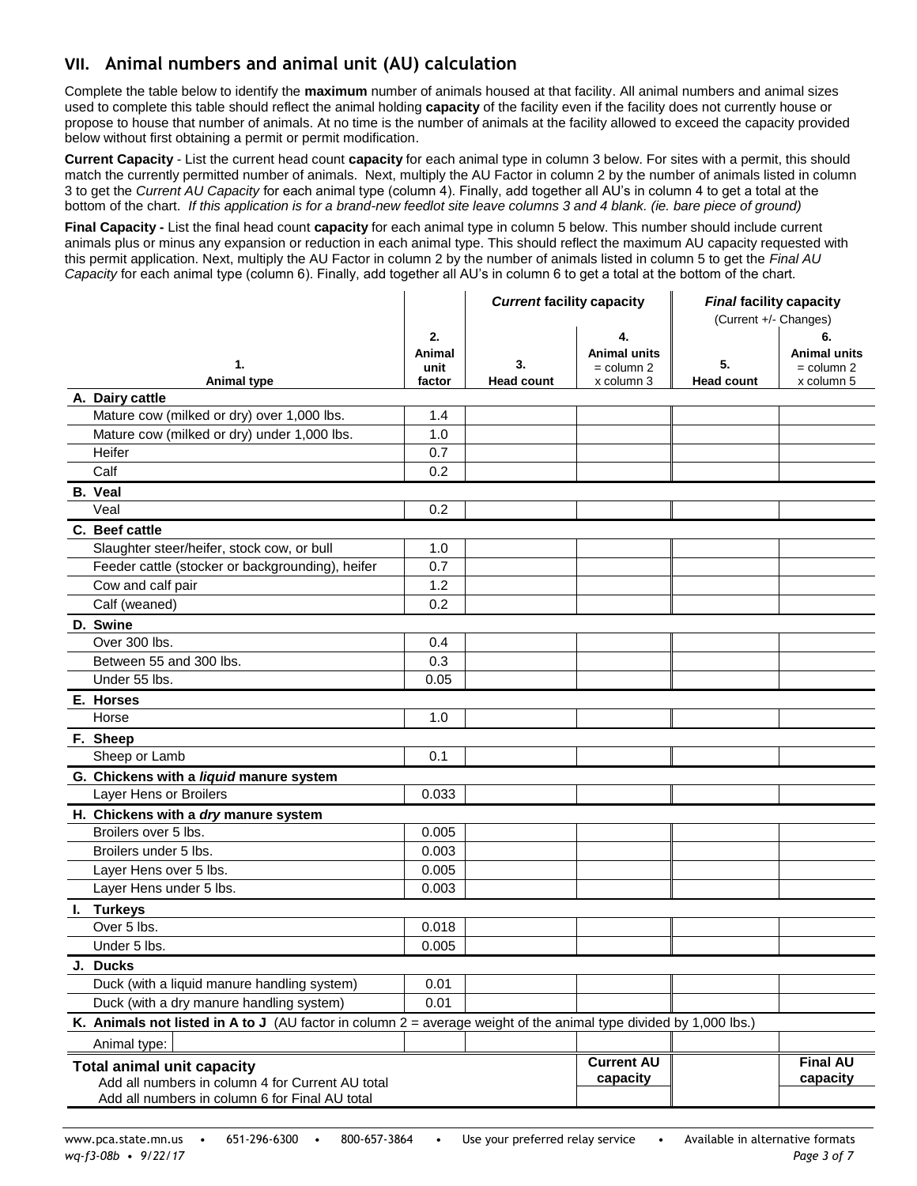## VII. Animal numbers and animal unit (AU) calculation

Complete the table below to identify the **maximum** number of animals housed at that facility. All animal numbers and animal sizes used to complete this table should reflect the animal holding **capacity** of the facility even if the facility does not currently house or propose to house that number of animals. At no time is the number of animals at the facility allowed to exceed the capacity provided below without first obtaining a permit or permit modification.

**Current Capacity** - List the current head count **capacity** for each animal type in column 3 below. For sites with a permit, this should match the currently permitted number of animals. Next, multiply the AU Factor in column 2 by the number of animals listed in column 3 to get the *Current AU Capacity* for each animal type (column 4). Finally, add together all AU's in column 4 to get a total at the bottom of the chart. *If this application is for a brand-new feedlot site leave columns 3 and 4 blank. (ie. bare piece of ground)*

**Final Capacity -** List the final head count **capacity** for each animal type in column 5 below. This number should include current animals plus or minus any expansion or reduction in each animal type. This should reflect the maximum AU capacity requested with this permit application. Next, multiply the AU Factor in column 2 by the number of animals listed in column 5 to get the *Final AU Capacity* for each animal type (column 6). Finally, add together all AU's in column 6 to get a total at the bottom of the chart.

| | | ***Current*** **facility capacity** | | ***Final*** **facility capacity** (Current +/- Changes) | |
|---|---|---|---|---|---|
| **1. Animal type** | **2. Animal unit factor** | **3. Head count** | **4. Animal units** = column 2 x column 3 | **5. Head count** | **6. Animal units** = column 2 x column 5 |
| **A. Dairy cattle** | | | | | |
| Mature cow (milked or dry) over 1,000 lbs. | 1.4 | | | | |
| Mature cow (milked or dry) under 1,000 lbs. | 1.0 | | | | |
| Heifer | 0.7 | | | | |
| Calf | 0.2 | | | | |
| **B. Veal** | | | | | |
| Veal | 0.2 | | | | |
| **C. Beef cattle** | | | | | |
| Slaughter steer/heifer, stock cow, or bull | 1.0 | | | | |
| Feeder cattle (stocker or backgrounding), heifer | 0.7 | | | | |
| Cow and calf pair | 1.2 | | | | |
| Calf (weaned) | 0.2 | | | | |
| **D. Swine** | | | | | |
| Over 300 lbs. | 0.4 | | | | |
| Between 55 and 300 lbs. | 0.3 | | | | |
| Under 55 lbs. | 0.05 | | | | |
| **E. Horses** | | | | | |
| Horse | 1.0 | | | | |
| **F. Sheep** | | | | | |
| Sheep or Lamb | 0.1 | | | | |
| **G. Chickens with a *liquid* manure system** | | | | | |
| Layer Hens or Broilers | 0.033 | | | | |
| **H. Chickens with a *dry* manure system** | | | | | |
| Broilers over 5 lbs. | 0.005 | | | | |
| Broilers under 5 lbs. | 0.003 | | | | |
| Layer Hens over 5 lbs. | 0.005 | | | | |
| Layer Hens under 5 lbs. | 0.003 | | | | |
| **I. Turkeys** | | | | | |
| Over 5 lbs. | 0.018 | | | | |
| Under 5 lbs. | 0.005 | | | | |
| **J. Ducks** | | | | | |
| Duck (with a liquid manure handling system) | 0.01 | | | | |
| Duck (with a dry manure handling system) | 0.01 | | | | |
| **K. Animals not listed in A to J** (AU factor in column 2 = average weight of the animal type divided by 1,000 lbs.) | | | | | |
| Animal type: | | | | | |
| **Total animal unit capacity** Add all numbers in column 4 for Current AU total Add all numbers in column 6 for Final AU total | | | **Current AU capacity** | | **Final AU capacity** |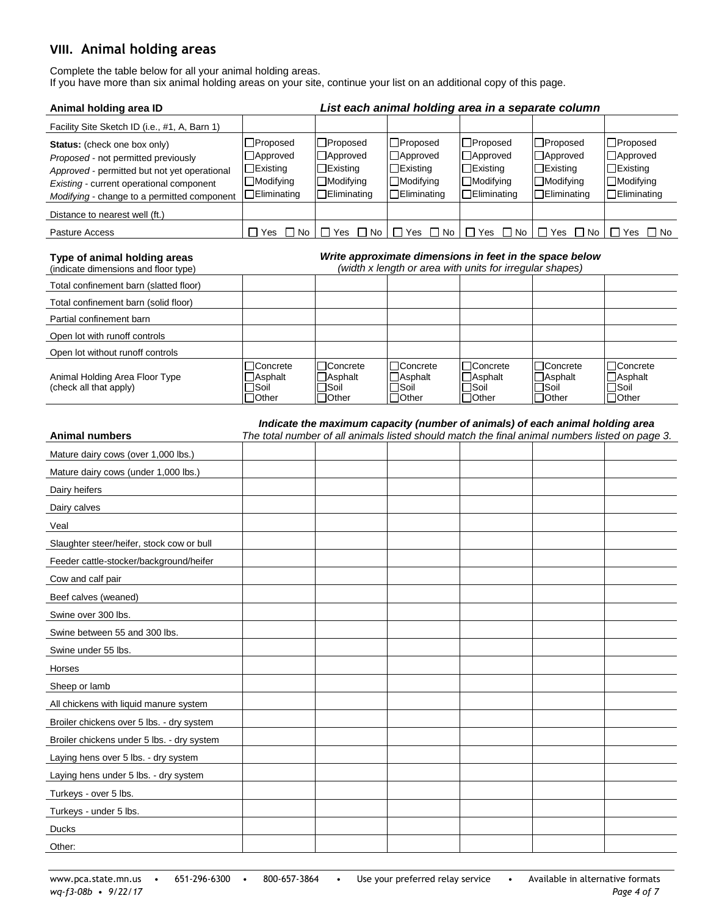## VIII. Animal holding areas

Complete the table below for all your animal holding areas.
If you have more than six animal holding areas on your site, continue your list on an additional copy of this page.

| **Animal holding area ID** | ***List each animal holding area in a separate column*** | | | | | |
|---|---|---|---|---|---|---|
| Facility Site Sketch ID (i.e., #1, A, Barn 1) | | | | | | |
| **Status:** (check one box only)<br>*Proposed* - not permitted previously<br>*Approved* - permitted but not yet operational<br>*Existing* - current operational component<br>*Modifying* - change to a permitted component | ☐Proposed<br>☐Approved<br>☐Existing<br>☐Modifying<br>☐Eliminating | ☐Proposed<br>☐Approved<br>☐Existing<br>☐Modifying<br>☐Eliminating | ☐Proposed<br>☐Approved<br>☐Existing<br>☐Modifying<br>☐Eliminating | ☐Proposed<br>☐Approved<br>☐Existing<br>☐Modifying<br>☐Eliminating | ☐Proposed<br>☐Approved<br>☐Existing<br>☐Modifying<br>☐Eliminating | ☐Proposed<br>☐Approved<br>☐Existing<br>☐Modifying<br>☐Eliminating |
| Distance to nearest well (ft.) | | | | | | |
| Pasture Access | ☐ Yes ☐ No | ☐ Yes ☐ No | ☐ Yes ☐ No | ☐ Yes ☐ No | ☐ Yes ☐ No | ☐ Yes ☐ No |

| **Type of animal holding areas**<br>(indicate dimensions and floor type) | ***Write approximate dimensions in feet in the space below***<br>*(width x length or area with units for irregular shapes)* | | | | | |
|---|---|---|---|---|---|---|
| Total confinement barn (slatted floor) | | | | | | |
| Total confinement barn (solid floor) | | | | | | |
| Partial confinement barn | | | | | | |
| Open lot with runoff controls | | | | | | |
| Open lot without runoff controls | | | | | | |
| Animal Holding Area Floor Type<br>(check all that apply) | ☐Concrete<br>☐Asphalt<br>☐Soil<br>☐Other | ☐Concrete<br>☐Asphalt<br>☐Soil<br>☐Other | ☐Concrete<br>☐Asphalt<br>☐Soil<br>☐Other | ☐Concrete<br>☐Asphalt<br>☐Soil<br>☐Other | ☐Concrete<br>☐Asphalt<br>☐Soil<br>☐Other | ☐Concrete<br>☐Asphalt<br>☐Soil<br>☐Other |

| **Animal numbers** | ***Indicate the maximum capacity (number of animals) of each animal holding area***<br>*The total number of all animals listed should match the final animal numbers listed on page 3.* | | | | | |
|---|---|---|---|---|---|---|
| Mature dairy cows (over 1,000 lbs.) | | | | | | |
| Mature dairy cows (under 1,000 lbs.) | | | | | | |
| Dairy heifers | | | | | | |
| Dairy calves | | | | | | |
| Veal | | | | | | |
| Slaughter steer/heifer, stock cow or bull | | | | | | |
| Feeder cattle-stocker/background/heifer | | | | | | |
| Cow and calf pair | | | | | | |
| Beef calves (weaned) | | | | | | |
| Swine over 300 lbs. | | | | | | |
| Swine between 55 and 300 lbs. | | | | | | |
| Swine under 55 lbs. | | | | | | |
| Horses | | | | | | |
| Sheep or lamb | | | | | | |
| All chickens with liquid manure system | | | | | | |
| Broiler chickens over 5 lbs. - dry system | | | | | | |
| Broiler chickens under 5 lbs. - dry system | | | | | | |
| Laying hens over 5 lbs. - dry system | | | | | | |
| Laying hens under 5 lbs. - dry system | | | | | | |
| Turkeys - over 5 lbs. | | | | | | |
| Turkeys - under 5 lbs. | | | | | | |
| Ducks | | | | | | |
| Other: | | | | | | |

www.pca.state.mn.us • 651-296-6300 • 800-657-3864 • Use your preferred relay service • Available in alternative formats
*wq-f3-08b • 9/22/17*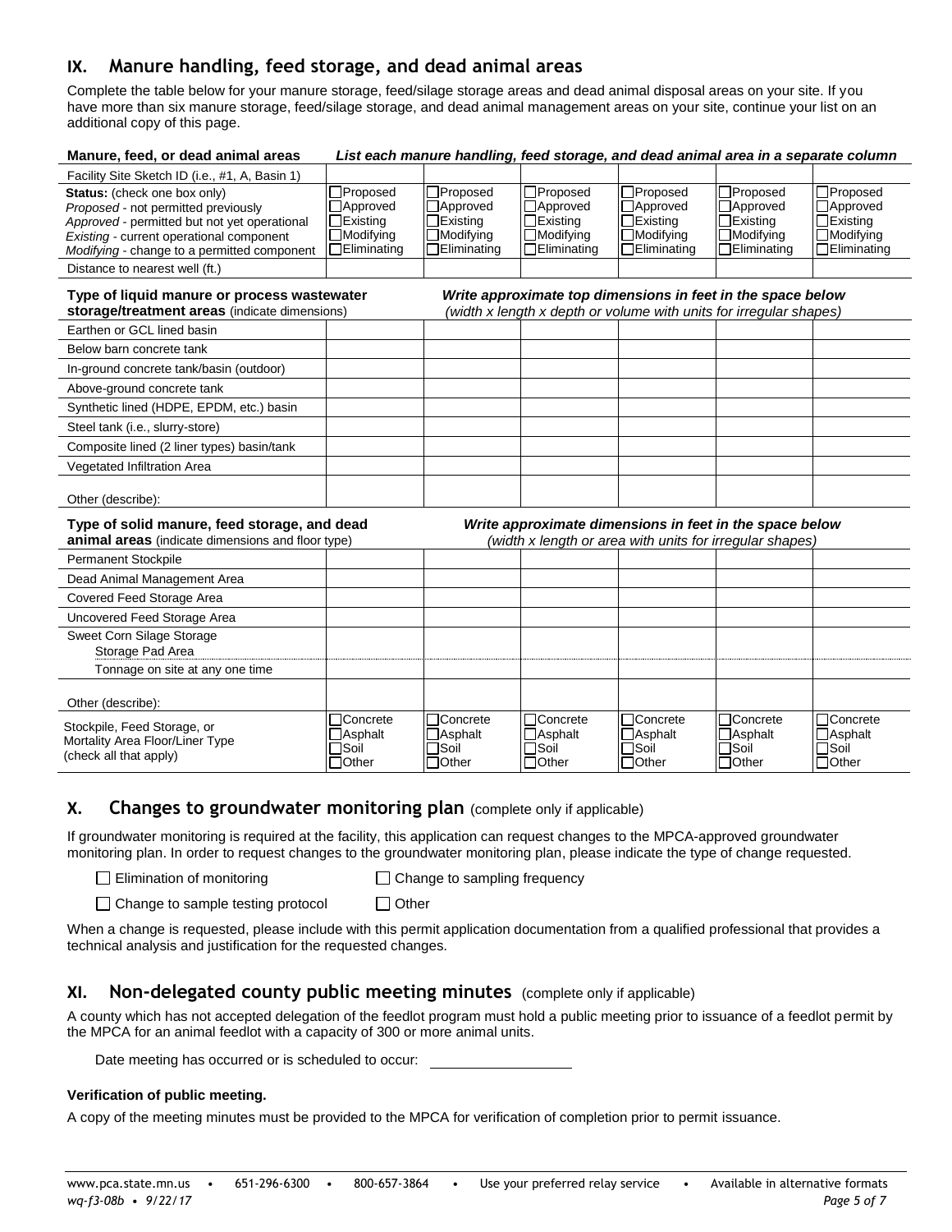## IX. Manure handling, feed storage, and dead animal areas

Complete the table below for your manure storage, feed/silage storage areas and dead animal disposal areas on your site. If you have more than six manure storage, feed/silage storage, and dead animal management areas on your site, continue your list on an additional copy of this page.

| **Manure, feed, or dead animal areas** | *List each manure handling, feed storage, and dead animal area in a separate column* | | | | | |
|---|---|---|---|---|---|---|
| Facility Site Sketch ID (i.e., #1, A, Basin 1) | | | | | | |
| **Status:** (check one box only)<br>*Proposed* - not permitted previously<br>*Approved* - permitted but not yet operational<br>*Existing* - current operational component<br>*Modifying* - change to a permitted component | ☐Proposed<br>☐Approved<br>☐Existing<br>☐Modifying<br>☐Eliminating | ☐Proposed<br>☐Approved<br>☐Existing<br>☐Modifying<br>☐Eliminating | ☐Proposed<br>☐Approved<br>☐Existing<br>☐Modifying<br>☐Eliminating | ☐Proposed<br>☐Approved<br>☐Existing<br>☐Modifying<br>☐Eliminating | ☐Proposed<br>☐Approved<br>☐Existing<br>☐Modifying<br>☐Eliminating | ☐Proposed<br>☐Approved<br>☐Existing<br>☐Modifying<br>☐Eliminating |
| Distance to nearest well (ft.) | | | | | | |
| **Type of liquid manure or process wastewater storage/treatment areas** (indicate dimensions) | ***Write approximate top dimensions in feet in the space below*** *(width x length x depth or volume with units for irregular shapes)* | | | | | |
| Earthen or GCL lined basin | | | | | | |
| Below barn concrete tank | | | | | | |
| In-ground concrete tank/basin (outdoor) | | | | | | |
| Above-ground concrete tank | | | | | | |
| Synthetic lined (HDPE, EPDM, etc.) basin | | | | | | |
| Steel tank (i.e., slurry-store) | | | | | | |
| Composite lined (2 liner types) basin/tank | | | | | | |
| Vegetated Infiltration Area | | | | | | |
| Other (describe): | | | | | | |
| **Type of solid manure, feed storage, and dead animal areas** (indicate dimensions and floor type) | ***Write approximate dimensions in feet in the space below*** *(width x length or area with units for irregular shapes)* | | | | | |
| Permanent Stockpile | | | | | | |
| Dead Animal Management Area | | | | | | |
| Covered Feed Storage Area | | | | | | |
| Uncovered Feed Storage Area | | | | | | |
| Sweet Corn Silage Storage<br>Storage Pad Area | | | | | | |
| Tonnage on site at any one time | | | | | | |
| Other (describe): | | | | | | |
| Stockpile, Feed Storage, or Mortality Area Floor/Liner Type (check all that apply) | ☐Concrete<br>☐Asphalt<br>☐Soil<br>☐Other | ☐Concrete<br>☐Asphalt<br>☐Soil<br>☐Other | ☐Concrete<br>☐Asphalt<br>☐Soil<br>☐Other | ☐Concrete<br>☐Asphalt<br>☐Soil<br>☐Other | ☐Concrete<br>☐Asphalt<br>☐Soil<br>☐Other | ☐Concrete<br>☐Asphalt<br>☐Soil<br>☐Other |

## X. Changes to groundwater monitoring plan (complete only if applicable)

If groundwater monitoring is required at the facility, this application can request changes to the MPCA-approved groundwater monitoring plan. In order to request changes to the groundwater monitoring plan, please indicate the type of change requested.

☐ Elimination of monitoring ☐ Change to sampling frequency

☐ Change to sample testing protocol ☐ Other

When a change is requested, please include with this permit application documentation from a qualified professional that provides a technical analysis and justification for the requested changes.

## XI. Non-delegated county public meeting minutes (complete only if applicable)

A county which has not accepted delegation of the feedlot program must hold a public meeting prior to issuance of a feedlot permit by the MPCA for an animal feedlot with a capacity of 300 or more animal units.

Date meeting has occurred or is scheduled to occur: ____________________

**Verification of public meeting.**

A copy of the meeting minutes must be provided to the MPCA for verification of completion prior to permit issuance.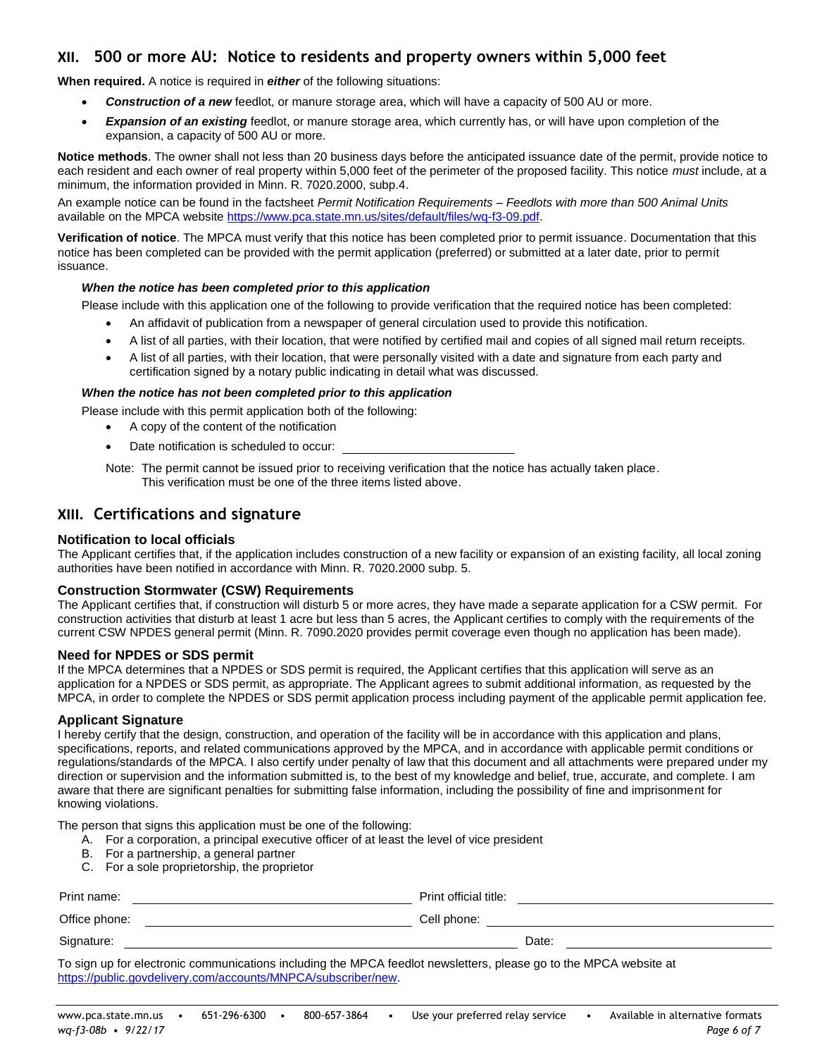## XII. 500 or more AU: Notice to residents and property owners within 5,000 feet

**When required.** A notice is required in ***either*** of the following situations:

- ***Construction of a new*** feedlot, or manure storage area, which will have a capacity of 500 AU or more.
- ***Expansion of an existing*** feedlot, or manure storage area, which currently has, or will have upon completion of the expansion, a capacity of 500 AU or more.

**Notice methods**. The owner shall not less than 20 business days before the anticipated issuance date of the permit, provide notice to each resident and each owner of real property within 5,000 feet of the perimeter of the proposed facility. This notice *must* include, at a minimum, the information provided in Minn. R. 7020.2000, subp.4.

An example notice can be found in the factsheet *Permit Notification Requirements – Feedlots with more than 500 Animal Units* available on the MPCA website https://www.pca.state.mn.us/sites/default/files/wq-f3-09.pdf.

**Verification of notice**. The MPCA must verify that this notice has been completed prior to permit issuance. Documentation that this notice has been completed can be provided with the permit application (preferred) or submitted at a later date, prior to permit issuance.

***When the notice has been completed prior to this application***

Please include with this application one of the following to provide verification that the required notice has been completed:

- An affidavit of publication from a newspaper of general circulation used to provide this notification.
- A list of all parties, with their location, that were notified by certified mail and copies of all signed mail return receipts.
- A list of all parties, with their location, that were personally visited with a date and signature from each party and certification signed by a notary public indicating in detail what was discussed.

***When the notice has not been completed prior to this application***

Please include with this permit application both of the following:

- A copy of the content of the notification
- Date notification is scheduled to occur: ____________________

Note: The permit cannot be issued prior to receiving verification that the notice has actually taken place. This verification must be one of the three items listed above.

## XIII. Certifications and signature

### Notification to local officials

The Applicant certifies that, if the application includes construction of a new facility or expansion of an existing facility, all local zoning authorities have been notified in accordance with Minn. R. 7020.2000 subp. 5.

### Construction Stormwater (CSW) Requirements

The Applicant certifies that, if construction will disturb 5 or more acres, they have made a separate application for a CSW permit. For construction activities that disturb at least 1 acre but less than 5 acres, the Applicant certifies to comply with the requirements of the current CSW NPDES general permit (Minn. R. 7090.2020 provides permit coverage even though no application has been made).

### Need for NPDES or SDS permit

If the MPCA determines that a NPDES or SDS permit is required, the Applicant certifies that this application will serve as an application for a NPDES or SDS permit, as appropriate. The Applicant agrees to submit additional information, as requested by the MPCA, in order to complete the NPDES or SDS permit application process including payment of the applicable permit application fee.

### Applicant Signature

I hereby certify that the design, construction, and operation of the facility will be in accordance with this application and plans, specifications, reports, and related communications approved by the MPCA, and in accordance with applicable permit conditions or regulations/standards of the MPCA. I also certify under penalty of law that this document and all attachments were prepared under my direction or supervision and the information submitted is, to the best of my knowledge and belief, true, accurate, and complete. I am aware that there are significant penalties for submitting false information, including the possibility of fine and imprisonment for knowing violations.

The person that signs this application must be one of the following:

A. For a corporation, a principal executive officer of at least the level of vice president
B. For a partnership, a general partner
C. For a sole proprietorship, the proprietor

Print name: ____________________ Print official title: ____________________

Office phone: ____________________ Cell phone: ____________________

Signature: ____________________ Date: ____________________

To sign up for electronic communications including the MPCA feedlot newsletters, please go to the MPCA website at https://public.govdelivery.com/accounts/MNPCA/subscriber/new.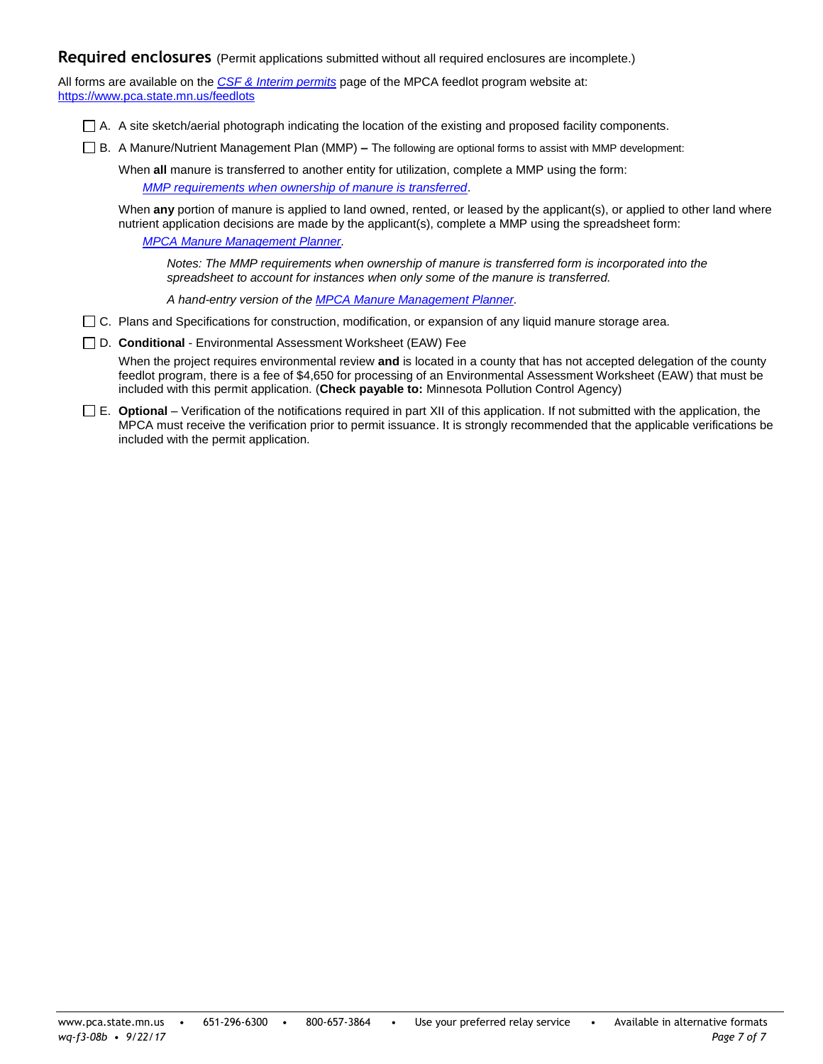## Required enclosures (Permit applications submitted without all required enclosures are incomplete.)

All forms are available on the *CSF & Interim permits* page of the MPCA feedlot program website at: https://www.pca.state.mn.us/feedlots

- ☐ A. A site sketch/aerial photograph indicating the location of the existing and proposed facility components.
- ☐ B. A Manure/Nutrient Management Plan (MMP) **–** The following are optional forms to assist with MMP development:

  When **all** manure is transferred to another entity for utilization, complete a MMP using the form:

  *MMP requirements when ownership of manure is transferred*.

  When **any** portion of manure is applied to land owned, rented, or leased by the applicant(s), or applied to other land where nutrient application decisions are made by the applicant(s), complete a MMP using the spreadsheet form:

  *MPCA Manure Management Planner*.

  *Notes: The MMP requirements when ownership of manure is transferred form is incorporated into the spreadsheet to account for instances when only some of the manure is transferred.*

  *A hand-entry version of the MPCA Manure Management Planner.*

- ☐ C. Plans and Specifications for construction, modification, or expansion of any liquid manure storage area.
- ☐ D. **Conditional** - Environmental Assessment Worksheet (EAW) Fee

  When the project requires environmental review **and** is located in a county that has not accepted delegation of the county feedlot program, there is a fee of $4,650 for processing of an Environmental Assessment Worksheet (EAW) that must be included with this permit application. (**Check payable to:** Minnesota Pollution Control Agency)

- ☐ E. **Optional** – Verification of the notifications required in part XII of this application. If not submitted with the application, the MPCA must receive the verification prior to permit issuance. It is strongly recommended that the applicable verifications be included with the permit application.